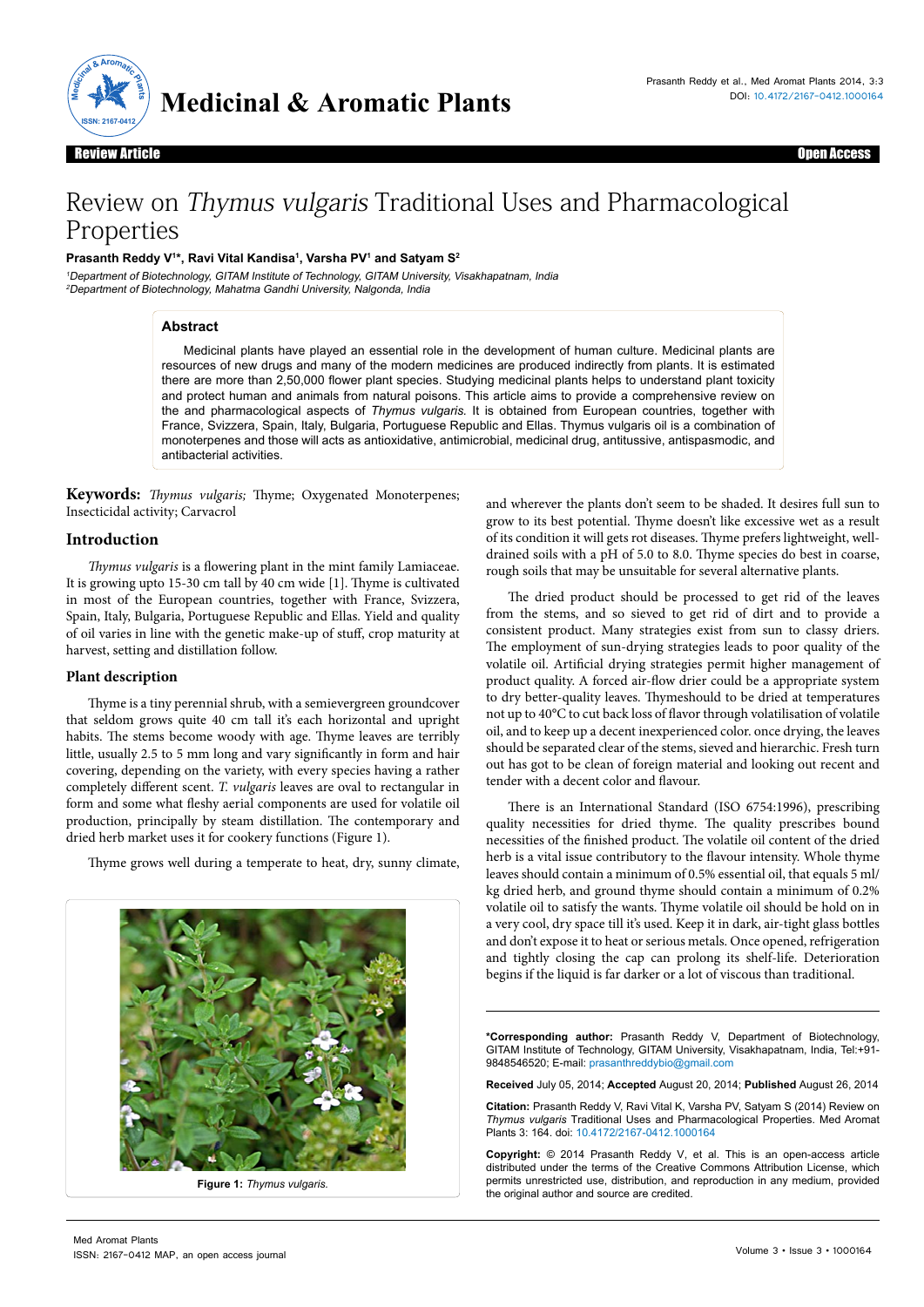Review Article

Open Access

# Review on *Thymus vulgaris* Traditional Uses and Pharmacological Properties

**Prasanth Reddy V[1]\*, Ravi Vital Kandisa[1], Varsha PV[1] and Satyam S[2]**

[1]*Department of Biotechnology, GITAM Institute of Technology, GITAM University, Visakhapatnam, India*
[2]*Department of Biotechnology, Mahatma Gandhi University, Nalgonda, India*

## Abstract

Medicinal plants have played an essential role in the development of human culture. Medicinal plants are resources of new drugs and many of the modern medicines are produced indirectly from plants. It is estimated there are more than 2,50,000 flower plant species. Studying medicinal plants helps to understand plant toxicity and protect human and animals from natural poisons. This article aims to provide a comprehensive review on the and pharmacological aspects of *Thymus vulgaris*. It is obtained from European countries, together with France, Svizzera, Spain, Italy, Bulgaria, Portuguese Republic and Ellas. Thymus vulgaris oil is a combination of monoterpenes and those will acts as antioxidative, antimicrobial, medicinal drug, antitussive, antispasmodic, and antibacterial activities.

**Keywords:** *Thymus vulgaris;* Thyme; Oxygenated Monoterpenes; Insecticidal activity; Carvacrol

## Introduction

*Thymus vulgaris* is a flowering plant in the mint family Lamiaceae. It is growing upto 15-30 cm tall by 40 cm wide [1]. Thyme is cultivated in most of the European countries, together with France, Svizzera, Spain, Italy, Bulgaria, Portuguese Republic and Ellas. Yield and quality of oil varies in line with the genetic make-up of stuff, crop maturity at harvest, setting and distillation follow.

### Plant description

Thyme is a tiny perennial shrub, with a semievergreen groundcover that seldom grows quite 40 cm tall it's each horizontal and upright habits. The stems become woody with age. Thyme leaves are terribly little, usually 2.5 to 5 mm long and vary significantly in form and hair covering, depending on the variety, with every species having a rather completely different scent. *T. vulgaris* leaves are oval to rectangular in form and some what fleshy aerial components are used for volatile oil production, principally by steam distillation. The contemporary and dried herb market uses it for cookery functions (Figure 1).

Thyme grows well during a temperate to heat, dry, sunny climate, and wherever the plants don't seem to be shaded. It desires full sun to grow to its best potential. Thyme doesn't like excessive wet as a result of its condition it will gets rot diseases. Thyme prefers lightweight, well-drained soils with a pH of 5.0 to 8.0. Thyme species do best in coarse, rough soils that may be unsuitable for several alternative plants.

Figure 1: *Thymus vulgaris.*

The dried product should be processed to get rid of the leaves from the stems, and so sieved to get rid of dirt and to provide a consistent product. Many strategies exist from sun to classy driers. The employment of sun-drying strategies leads to poor quality of the volatile oil. Artificial drying strategies permit higher management of product quality. A forced air-flow drier could be a appropriate system to dry better-quality leaves. Thymeshould to be dried at temperatures not up to 40°C to cut back loss of flavor through volatilisation of volatile oil, and to keep up a decent inexperienced color. once drying, the leaves should be separated clear of the stems, sieved and hierarchic. Fresh turn out has got to be clean of foreign material and looking out recent and tender with a decent color and flavour.

There is an International Standard (ISO 6754:1996), prescribing quality necessities for dried thyme. The quality prescribes bound necessities of the finished product. The volatile oil content of the dried herb is a vital issue contributory to the flavour intensity. Whole thyme leaves should contain a minimum of 0.5% essential oil, that equals 5 ml/kg dried herb, and ground thyme should contain a minimum of 0.2% volatile oil to satisfy the wants. Thyme volatile oil should be hold on in a very cool, dry space till it's used. Keep it in dark, air-tight glass bottles and don't expose it to heat or serious metals. Once opened, refrigeration and tightly closing the cap can prolong its shelf-life. Deterioration begins if the liquid is far darker or a lot of viscous than traditional.

**\*Corresponding author:** Prasanth Reddy V, Department of Biotechnology, GITAM Institute of Technology, GITAM University, Visakhapatnam, India, Tel:+91-9848546520; E-mail: prasanthreddybio@gmail.com

**Received** July 05, 2014; **Accepted** August 20, 2014; **Published** August 26, 2014

**Citation:** Prasanth Reddy V, Ravi Vital K, Varsha PV, Satyam S (2014) Review on *Thymus vulgaris* Traditional Uses and Pharmacological Properties. Med Aromat Plants 3: 164. doi: 10.4172/2167-0412.1000164

**Copyright:** © 2014 Prasanth Reddy V, et al. This is an open-access article distributed under the terms of the Creative Commons Attribution License, which permits unrestricted use, distribution, and reproduction in any medium, provided the original author and source are credited.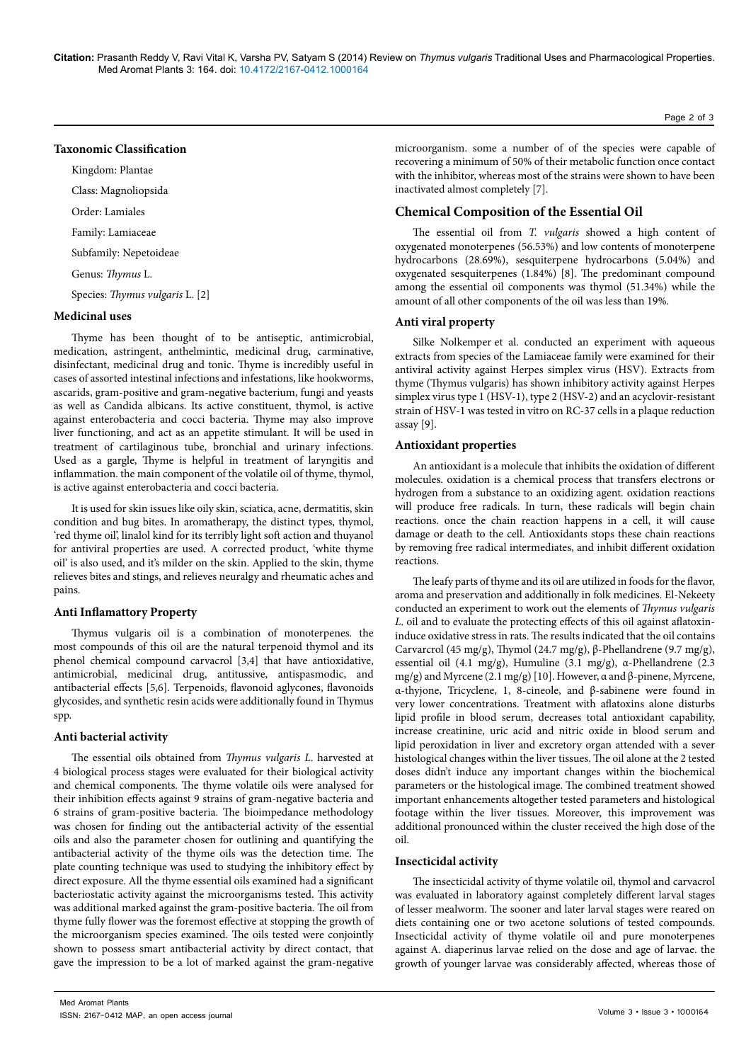## Taxonomic Classification

Kingdom: Plantae

Class: Magnoliopsida

Order: Lamiales

Family: Lamiaceae

Subfamily: Nepetoideae

Genus: *Thymus* L.

Species: *Thymus vulgaris* L. [2]

## Medicinal uses

Thyme has been thought of to be antiseptic, antimicrobial, medication, astringent, anthelmintic, medicinal drug, carminative, disinfectant, medicinal drug and tonic. Thyme is incredibly useful in cases of assorted intestinal infections and infestations, like hookworms, ascarids, gram-positive and gram-negative bacterium, fungi and yeasts as well as Candida albicans. Its active constituent, thymol, is active against enterobacteria and cocci bacteria. Thyme may also improve liver functioning, and act as an appetite stimulant. It will be used in treatment of cartilaginous tube, bronchial and urinary infections. Used as a gargle, Thyme is helpful in treatment of laryngitis and inflammation. the main component of the volatile oil of thyme, thymol, is active against enterobacteria and cocci bacteria.

It is used for skin issues like oily skin, sciatica, acne, dermatitis, skin condition and bug bites. In aromatherapy, the distinct types, thymol, 'red thyme oil', linalol kind for its terribly light soft action and thuyanol for antiviral properties are used. A corrected product, 'white thyme oil' is also used, and it's milder on the skin. Applied to the skin, thyme relieves bites and stings, and relieves neuralgy and rheumatic aches and pains.

## Anti Inflamattory Property

Thymus vulgaris oil is a combination of monoterpenes. the most compounds of this oil are the natural terpenoid thymol and its phenol chemical compound carvacrol [3,4] that have antioxidative, antimicrobial, medicinal drug, antitussive, antispasmodic, and antibacterial effects [5,6]. Terpenoids, flavonoid aglycones, flavonoids glycosides, and synthetic resin acids were additionally found in Thymus spp.

## Anti bacterial activity

The essential oils obtained from *Thymus vulgaris L.* harvested at 4 biological process stages were evaluated for their biological activity and chemical components. The thyme volatile oils were analysed for their inhibition effects against 9 strains of gram-negative bacteria and 6 strains of gram-positive bacteria. The bioimpedance methodology was chosen for finding out the antibacterial activity of the essential oils and also the parameter chosen for outlining and quantifying the antibacterial activity of the thyme oils was the detection time. The plate counting technique was used to studying the inhibitory effect by direct exposure. All the thyme essential oils examined had a significant bacteriostatic activity against the microorganisms tested. This activity was additional marked against the gram-positive bacteria. The oil from thyme fully flower was the foremost effective at stopping the growth of the microorganism species examined. The oils tested were conjointly shown to possess smart antibacterial activity by direct contact, that gave the impression to be a lot of marked against the gram-negative microorganism. some a number of of the species were capable of recovering a minimum of 50% of their metabolic function once contact with the inhibitor, whereas most of the strains were shown to have been inactivated almost completely [7].

## Chemical Composition of the Essential Oil

The essential oil from *T. vulgaris* showed a high content of oxygenated monoterpenes (56.53%) and low contents of monoterpene hydrocarbons (28.69%), sesquiterpene hydrocarbons (5.04%) and oxygenated sesquiterpenes (1.84%) [8]. The predominant compound among the essential oil components was thymol (51.34%) while the amount of all other components of the oil was less than 19%.

### Anti viral property

Silke Nolkemper et al. conducted an experiment with aqueous extracts from species of the Lamiaceae family were examined for their antiviral activity against Herpes simplex virus (HSV). Extracts from thyme (Thymus vulgaris) has shown inhibitory activity against Herpes simplex virus type 1 (HSV-1), type 2 (HSV-2) and an acyclovir-resistant strain of HSV-1 was tested in vitro on RC-37 cells in a plaque reduction assay [9].

### Antioxidant properties

An antioxidant is a molecule that inhibits the oxidation of different molecules. oxidation is a chemical process that transfers electrons or hydrogen from a substance to an oxidizing agent. oxidation reactions will produce free radicals. In turn, these radicals will begin chain reactions. once the chain reaction happens in a cell, it will cause damage or death to the cell. Antioxidants stops these chain reactions by removing free radical intermediates, and inhibit different oxidation reactions.

The leafy parts of thyme and its oil are utilized in foods for the flavor, aroma and preservation and additionally in folk medicines. El-Nekeety conducted an experiment to work out the elements of *Thymus vulgaris L.* oil and to evaluate the protecting effects of this oil against aflatoxin-induce oxidative stress in rats. The results indicated that the oil contains Carvarcrol (45 mg/g), Thymol (24.7 mg/g), β-Phellandrene (9.7 mg/g), essential oil (4.1 mg/g), Humuline (3.1 mg/g), α-Phellandrene (2.3 mg/g) and Myrcene (2.1 mg/g) [10]. However, α and β-pinene, Myrcene, α-thyjone, Tricyclene, 1, 8-cineole, and β-sabinene were found in very lower concentrations. Treatment with aflatoxins alone disturbs lipid profile in blood serum, decreases total antioxidant capability, increase creatinine, uric acid and nitric oxide in blood serum and lipid peroxidation in liver and excretory organ attended with a sever histological changes within the liver tissues. The oil alone at the 2 tested doses didn't induce any important changes within the biochemical parameters or the histological image. The combined treatment showed important enhancements altogether tested parameters and histological footage within the liver tissues. Moreover, this improvement was additional pronounced within the cluster received the high dose of the oil.

### Insecticidal activity

The insecticidal activity of thyme volatile oil, thymol and carvacrol was evaluated in laboratory against completely different larval stages of lesser mealworm. The sooner and later larval stages were reared on diets containing one or two acetone solutions of tested compounds. Insecticidal activity of thyme volatile oil and pure monoterpenes against A. diaperinus larvae relied on the dose and age of larvae. the growth of younger larvae was considerably affected, whereas those of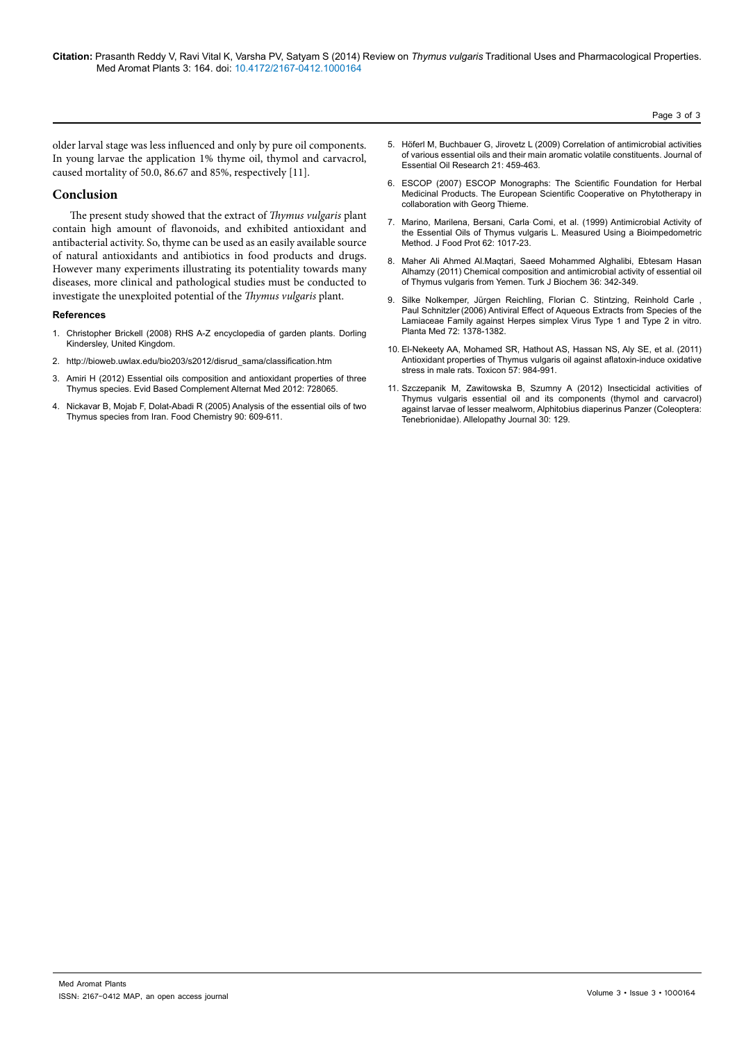older larval stage was less influenced and only by pure oil components. In young larvae the application 1% thyme oil, thymol and carvacrol, caused mortality of 50.0, 86.67 and 85%, respectively [11].

## Conclusion

The present study showed that the extract of *Thymus vulgaris* plant contain high amount of flavonoids, and exhibited antioxidant and antibacterial activity. So, thyme can be used as an easily available source of natural antioxidants and antibiotics in food products and drugs. However many experiments illustrating its potentiality towards many diseases, more clinical and pathological studies must be conducted to investigate the unexploited potential of the *Thymus vulgaris* plant.

### References

1. Christopher Brickell (2008) RHS A-Z encyclopedia of garden plants. Dorling Kindersley, United Kingdom.
2. http://bioweb.uwlax.edu/bio203/s2012/disrud_sama/classification.htm
3. Amiri H (2012) Essential oils composition and antioxidant properties of three Thymus species. Evid Based Complement Alternat Med 2012: 728065.
4. Nickavar B, Mojab F, Dolat-Abadi R (2005) Analysis of the essential oils of two Thymus species from Iran. Food Chemistry 90: 609-611.
5. Höferl M, Buchbauer G, Jirovetz L (2009) Correlation of antimicrobial activities of various essential oils and their main aromatic volatile constituents. Journal of Essential Oil Research 21: 459-463.
6. ESCOP (2007) ESCOP Monographs: The Scientific Foundation for Herbal Medicinal Products. The European Scientific Cooperative on Phytotherapy in collaboration with Georg Thieme.
7. Marino, Marilena, Bersani, Carla, Comi, et al. (1999) Antimicrobial Activity of the Essential Oils of Thymus vulgaris L. Measured Using a Bioimpedometric Method. J Food Prot 62: 1017-23.
8. Maher Ali Ahmed Al.Maqtari, Saeed Mohammed Alghalibi, Ebtesam Hasan Alhamzy (2011) Chemical composition and antimicrobial activity of essential oil of Thymus vulgaris from Yemen. Turk J Biochem 36: 342-349.
9. Silke Nolkemper, Jürgen Reichling, Florian C. Stintzing, Reinhold Carle , Paul Schnitzler (2006) Antiviral Effect of Aqueous Extracts from Species of the Lamiaceae Family against Herpes simplex Virus Type 1 and Type 2 in vitro. Planta Med 72: 1378-1382.
10. El-Nekeety AA, Mohamed SR, Hathout AS, Hassan NS, Aly SE, et al. (2011) Antioxidant properties of Thymus vulgaris oil against aflatoxin-induce oxidative stress in male rats. Toxicon 57: 984-991.
11. Szczepanik M, Zawitowska B, Szumny A (2012) Insecticidal activities of Thymus vulgaris essential oil and its components (thymol and carvacrol) against larvae of lesser mealworm, Alphitobius diaperinus Panzer (Coleoptera: Tenebrionidae). Allelopathy Journal 30: 129.